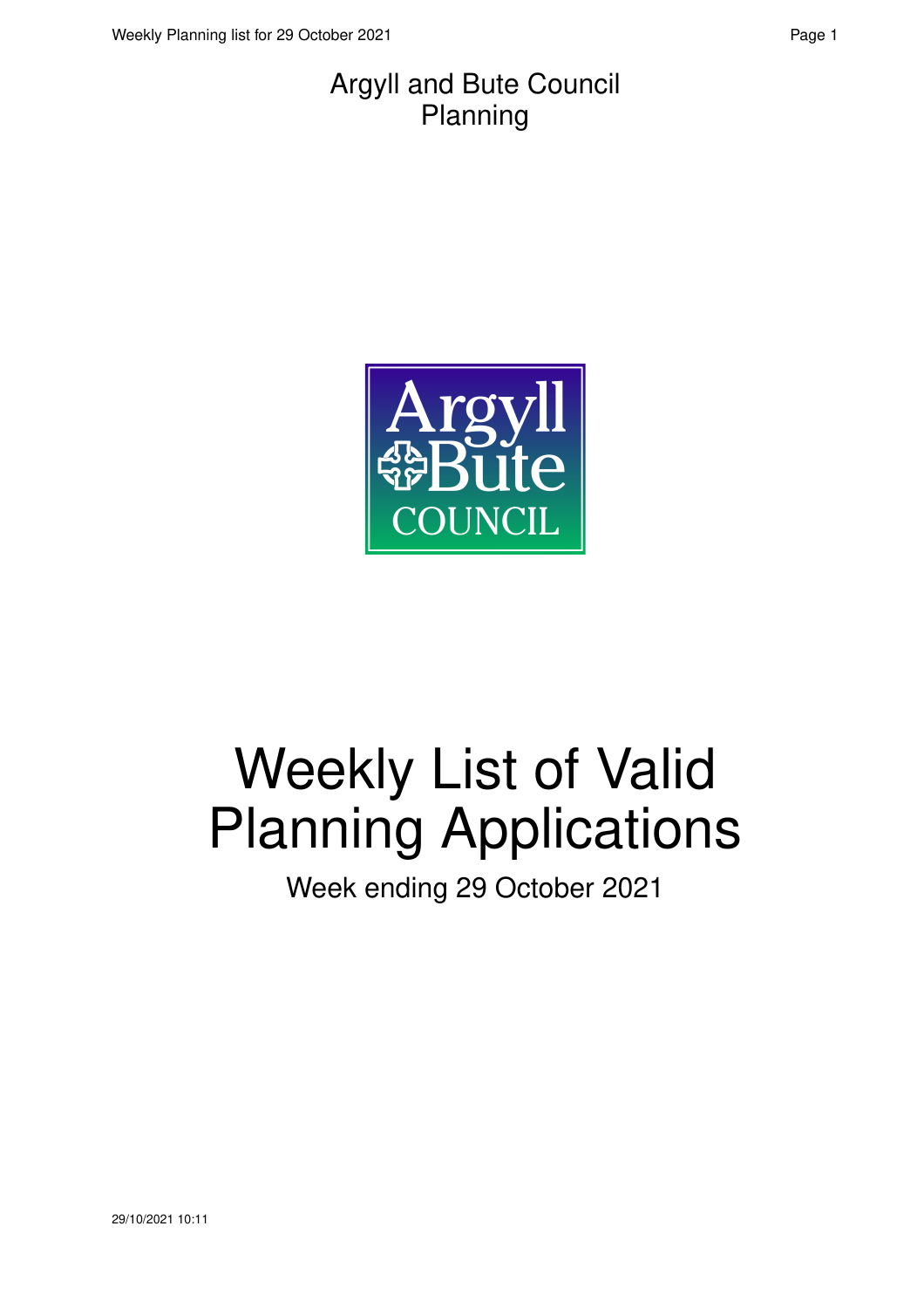Argyll and Bute Council
Planning

# Weekly List of Valid Planning Applications

Week ending 29 October 2021

29/10/2021 10:11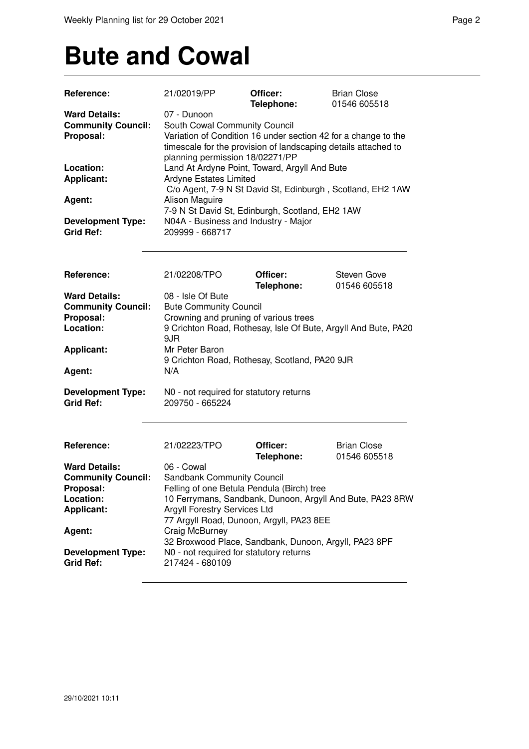# Bute and Cowal

| | | | |
|---|---|---|---|
| **Reference:** | 21/02019/PP | **Officer:** **Telephone:** | Brian Close 01546 605518 |
| **Ward Details:** | 07 - Dunoon | | |
| **Community Council:** | South Cowal Community Council | | |
| **Proposal:** | Variation of Condition 16 under section 42 for a change to the timescale for the provision of landscaping details attached to planning permission 18/02271/PP | | |
| **Location:** | Land At Ardyne Point, Toward, Argyll And Bute | | |
| **Applicant:** | Ardyne Estates Limited C/o Agent, 7-9 N St David St, Edinburgh , Scotland, EH2 1AW | | |
| **Agent:** | Alison Maguire 7-9 N St David St, Edinburgh, Scotland, EH2 1AW | | |
| **Development Type:** | N04A - Business and Industry - Major | | |
| **Grid Ref:** | 209999 - 668717 | | |

---

| | | | |
|---|---|---|---|
| **Reference:** | 21/02208/TPO | **Officer:** **Telephone:** | Steven Gove 01546 605518 |
| **Ward Details:** | 08 - Isle Of Bute | | |
| **Community Council:** | Bute Community Council | | |
| **Proposal:** | Crowning and pruning of various trees | | |
| **Location:** | 9 Crichton Road, Rothesay, Isle Of Bute, Argyll And Bute, PA20 9JR | | |
| **Applicant:** | Mr Peter Baron 9 Crichton Road, Rothesay, Scotland, PA20 9JR | | |
| **Agent:** | N/A | | |
| **Development Type:** | N0 - not required for statutory returns | | |
| **Grid Ref:** | 209750 - 665224 | | |

---

| | | | |
|---|---|---|---|
| **Reference:** | 21/02223/TPO | **Officer:** **Telephone:** | Brian Close 01546 605518 |
| **Ward Details:** | 06 - Cowal | | |
| **Community Council:** | Sandbank Community Council | | |
| **Proposal:** | Felling of one Betula Pendula (Birch) tree | | |
| **Location:** | 10 Ferrymans, Sandbank, Dunoon, Argyll And Bute, PA23 8RW | | |
| **Applicant:** | Argyll Forestry Services Ltd 77 Argyll Road, Dunoon, Argyll, PA23 8EE | | |
| **Agent:** | Craig McBurney 32 Broxwood Place, Sandbank, Dunoon, Argyll, PA23 8PF | | |
| **Development Type:** | N0 - not required for statutory returns | | |
| **Grid Ref:** | 217424 - 680109 | | |

---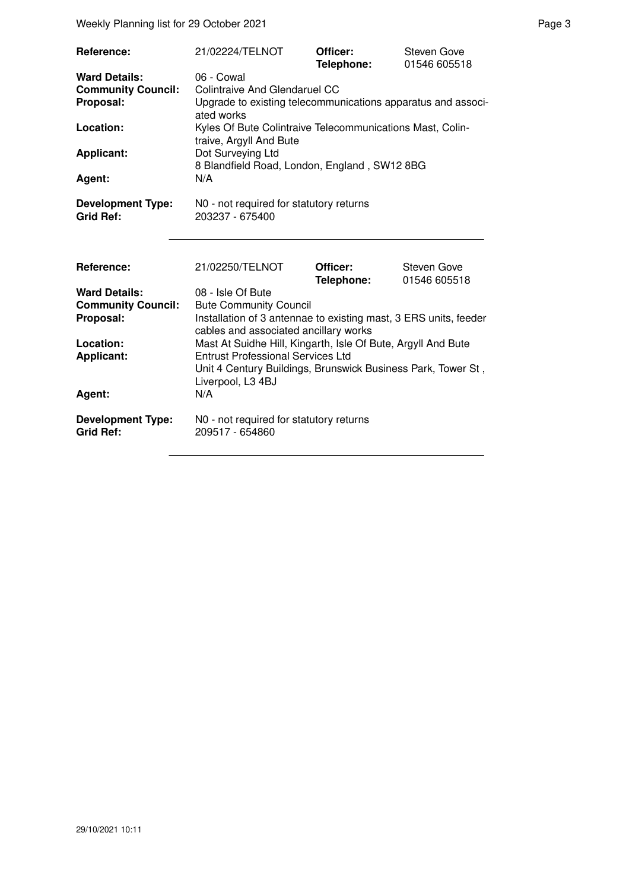| | | | |
|---|---|---|---|
| **Reference:** | 21/02224/TELNOT | **Officer:** **Telephone:** | Steven Gove 01546 605518 |
| **Ward Details:** | 06 - Cowal | | |
| **Community Council:** | Colintraive And Glendaruel CC | | |
| **Proposal:** | Upgrade to existing telecommunications apparatus and associated works | | |
| **Location:** | Kyles Of Bute Colintraive Telecommunications Mast, Colintraive, Argyll And Bute | | |
| **Applicant:** | Dot Surveying Ltd 8 Blandfield Road, London, England , SW12 8BG | | |
| **Agent:** | N/A | | |
| **Development Type:** | N0 - not required for statutory returns | | |
| **Grid Ref:** | 203237 - 675400 | | |

| | | | |
|---|---|---|---|
| **Reference:** | 21/02250/TELNOT | **Officer:** **Telephone:** | Steven Gove 01546 605518 |
| **Ward Details:** | 08 - Isle Of Bute | | |
| **Community Council:** | Bute Community Council | | |
| **Proposal:** | Installation of 3 antennae to existing mast, 3 ERS units, feeder cables and associated ancillary works | | |
| **Location:** | Mast At Suidhe Hill, Kingarth, Isle Of Bute, Argyll And Bute | | |
| **Applicant:** | Entrust Professional Services Ltd Unit 4 Century Buildings, Brunswick Business Park, Tower St , Liverpool, L3 4BJ | | |
| **Agent:** | N/A | | |
| **Development Type:** | N0 - not required for statutory returns | | |
| **Grid Ref:** | 209517 - 654860 | | |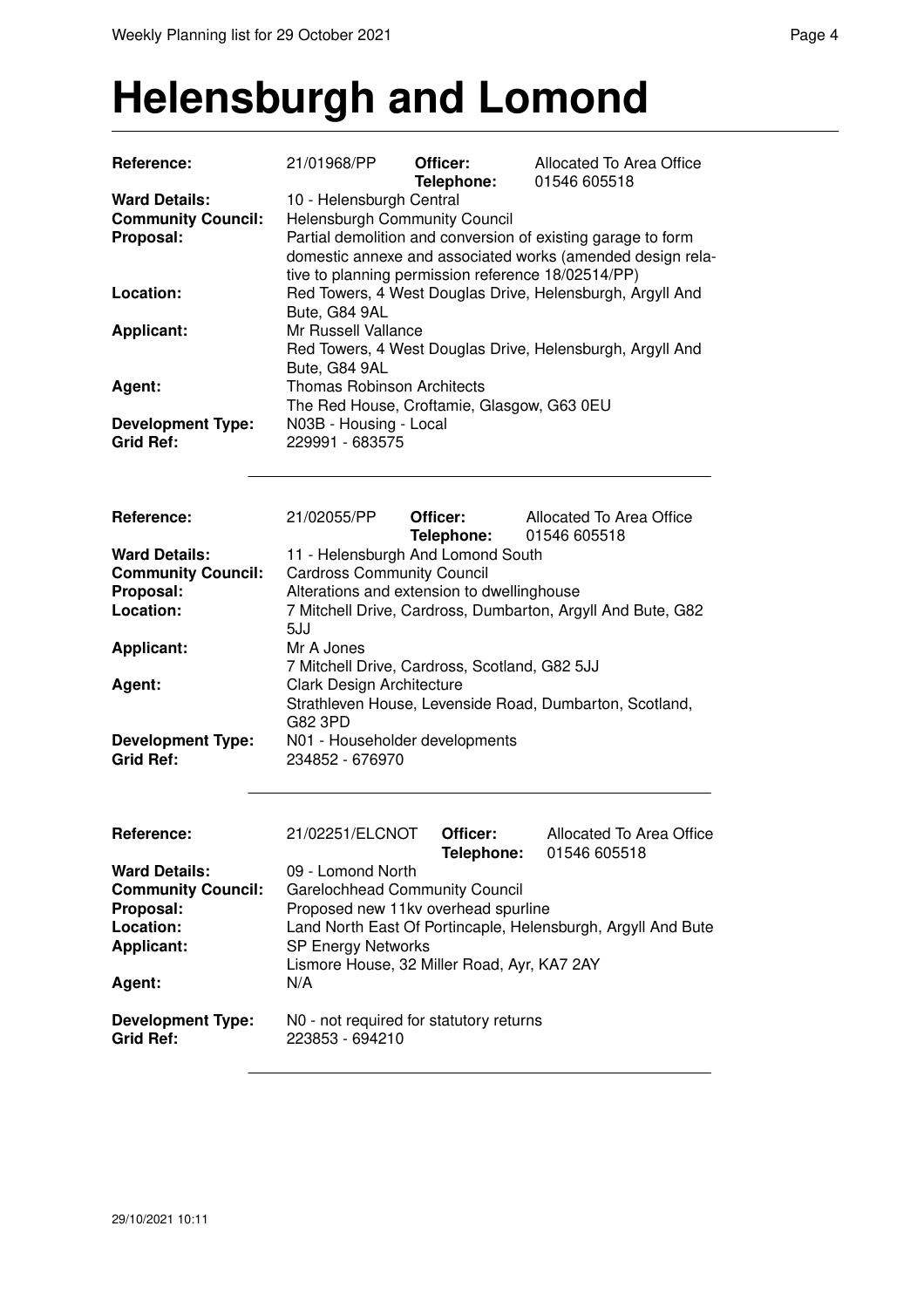# Helensburgh and Lomond

| | | | |
|---|---|---|---|
| **Reference:** | 21/01968/PP | **Officer:** **Telephone:** | Allocated To Area Office 01546 605518 |
| **Ward Details:** | 10 - Helensburgh Central | | |
| **Community Council:** | Helensburgh Community Council | | |
| **Proposal:** | Partial demolition and conversion of existing garage to form domestic annexe and associated works (amended design relative to planning permission reference 18/02514/PP) | | |
| **Location:** | Red Towers, 4 West Douglas Drive, Helensburgh, Argyll And Bute, G84 9AL | | |
| **Applicant:** | Mr Russell Vallance<br>Red Towers, 4 West Douglas Drive, Helensburgh, Argyll And Bute, G84 9AL | | |
| **Agent:** | Thomas Robinson Architects<br>The Red House, Croftamie, Glasgow, G63 0EU | | |
| **Development Type:** | N03B - Housing - Local | | |
| **Grid Ref:** | 229991 - 683575 | | |

| | | | |
|---|---|---|---|
| **Reference:** | 21/02055/PP | **Officer:** **Telephone:** | Allocated To Area Office 01546 605518 |
| **Ward Details:** | 11 - Helensburgh And Lomond South | | |
| **Community Council:** | Cardross Community Council | | |
| **Proposal:** | Alterations and extension to dwellinghouse | | |
| **Location:** | 7 Mitchell Drive, Cardross, Dumbarton, Argyll And Bute, G82 5JJ | | |
| **Applicant:** | Mr A Jones<br>7 Mitchell Drive, Cardross, Scotland, G82 5JJ | | |
| **Agent:** | Clark Design Architecture<br>Strathleven House, Levenside Road, Dumbarton, Scotland, G82 3PD | | |
| **Development Type:** | N01 - Householder developments | | |
| **Grid Ref:** | 234852 - 676970 | | |

| | | | |
|---|---|---|---|
| **Reference:** | 21/02251/ELCNOT | **Officer:** **Telephone:** | Allocated To Area Office 01546 605518 |
| **Ward Details:** | 09 - Lomond North | | |
| **Community Council:** | Garelochhead Community Council | | |
| **Proposal:** | Proposed new 11kv overhead spurline | | |
| **Location:** | Land North East Of Portincaple, Helensburgh, Argyll And Bute | | |
| **Applicant:** | SP Energy Networks<br>Lismore House, 32 Miller Road, Ayr, KA7 2AY | | |
| **Agent:** | N/A | | |
| **Development Type:** | N0 - not required for statutory returns | | |
| **Grid Ref:** | 223853 - 694210 | | |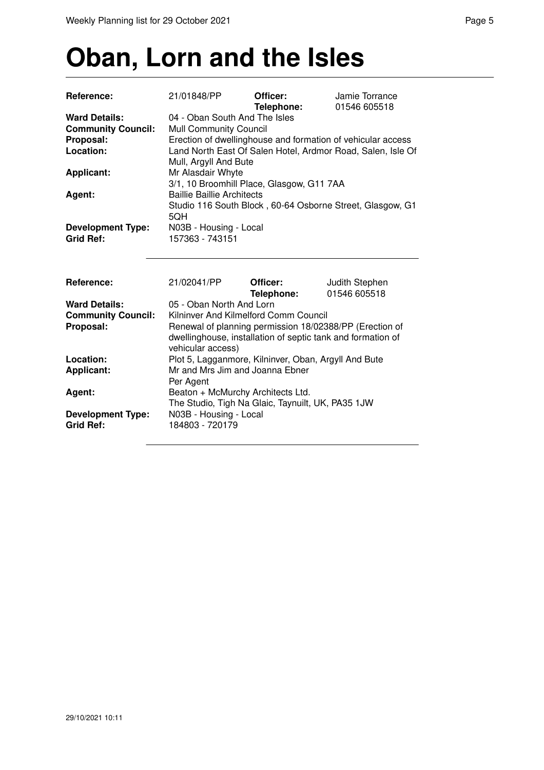# Oban, Lorn and the Isles

| | | | |
|---|---|---|---|
| **Reference:** | 21/01848/PP | **Officer:** **Telephone:** | Jamie Torrance 01546 605518 |
| **Ward Details:** | 04 - Oban South And The Isles | | |
| **Community Council:** | Mull Community Council | | |
| **Proposal:** | Erection of dwellinghouse and formation of vehicular access | | |
| **Location:** | Land North East Of Salen Hotel, Ardmor Road, Salen, Isle Of Mull, Argyll And Bute | | |
| **Applicant:** | Mr Alasdair Whyte 3/1, 10 Broomhill Place, Glasgow, G11 7AA | | |
| **Agent:** | Baillie Baillie Architects Studio 116 South Block , 60-64 Osborne Street, Glasgow, G1 5QH | | |
| **Development Type:** | N03B - Housing - Local | | |
| **Grid Ref:** | 157363 - 743151 | | |

| | | | |
|---|---|---|---|
| **Reference:** | 21/02041/PP | **Officer:** **Telephone:** | Judith Stephen 01546 605518 |
| **Ward Details:** | 05 - Oban North And Lorn | | |
| **Community Council:** | Kilninver And Kilmelford Comm Council | | |
| **Proposal:** | Renewal of planning permission 18/02388/PP (Erection of dwellinghouse, installation of septic tank and formation of vehicular access) | | |
| **Location:** | Plot 5, Lagganmore, Kilninver, Oban, Argyll And Bute | | |
| **Applicant:** | Mr and Mrs Jim and Joanna Ebner Per Agent | | |
| **Agent:** | Beaton + McMurchy Architects Ltd. The Studio, Tigh Na Glaic, Taynuilt, UK, PA35 1JW | | |
| **Development Type:** | N03B - Housing - Local | | |
| **Grid Ref:** | 184803 - 720179 | | |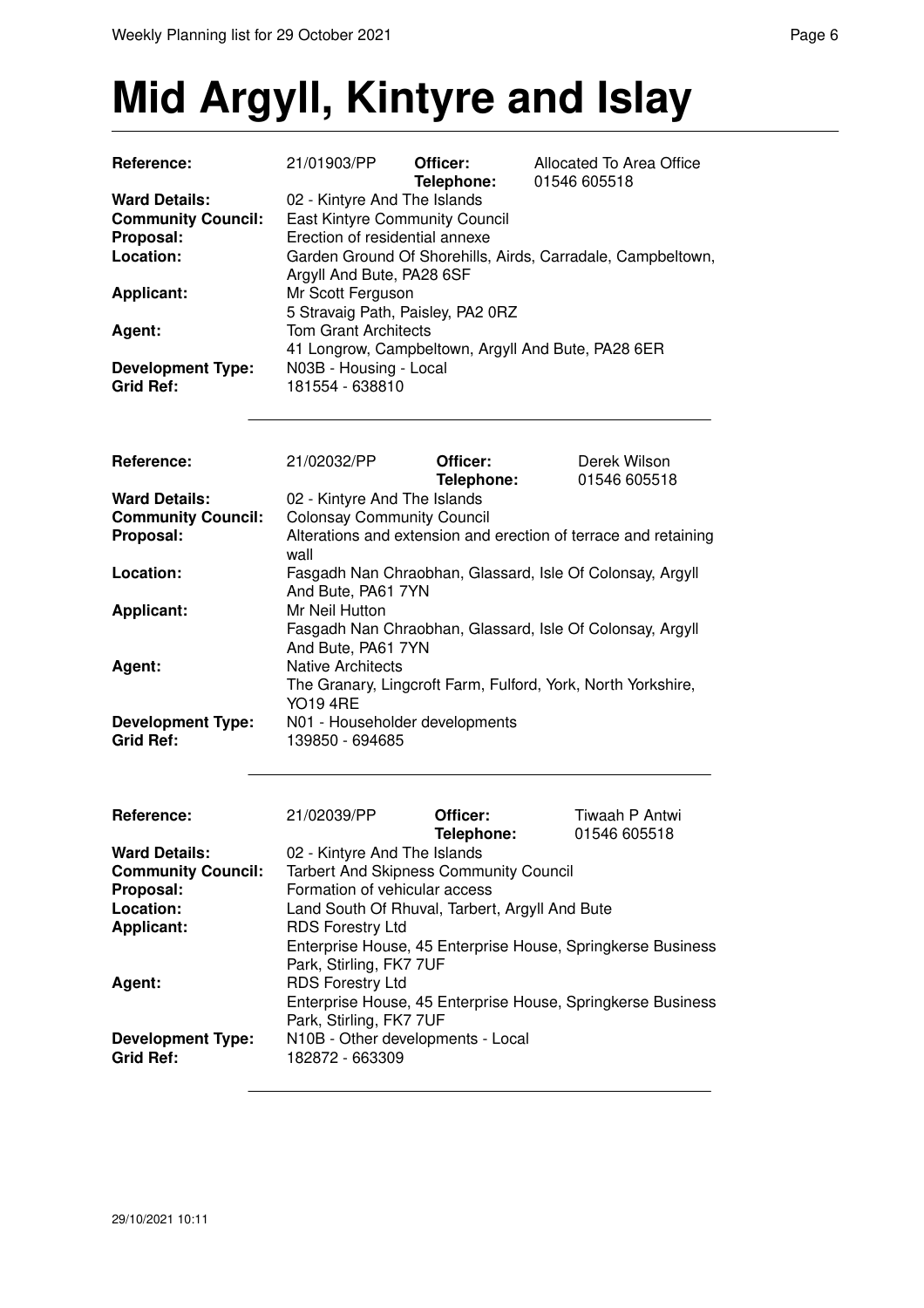# Mid Argyll, Kintyre and Islay

| | | | |
|---|---|---|---|
| **Reference:** | 21/01903/PP | **Officer:** | Allocated To Area Office |
| | | **Telephone:** | 01546 605518 |
| **Ward Details:** | 02 - Kintyre And The Islands | | |
| **Community Council:** | East Kintyre Community Council | | |
| **Proposal:** | Erection of residential annexe | | |
| **Location:** | Garden Ground Of Shorehills, Airds, Carradale, Campbeltown, Argyll And Bute, PA28 6SF | | |
| **Applicant:** | Mr Scott Ferguson<br>5 Stravaig Path, Paisley, PA2 0RZ | | |
| **Agent:** | Tom Grant Architects<br>41 Longrow, Campbeltown, Argyll And Bute, PA28 6ER | | |
| **Development Type:** | N03B - Housing - Local | | |
| **Grid Ref:** | 181554 - 638810 | | |

| | | | |
|---|---|---|---|
| **Reference:** | 21/02032/PP | **Officer:** | Derek Wilson |
| | | **Telephone:** | 01546 605518 |
| **Ward Details:** | 02 - Kintyre And The Islands | | |
| **Community Council:** | Colonsay Community Council | | |
| **Proposal:** | Alterations and extension and erection of terrace and retaining wall | | |
| **Location:** | Fasgadh Nan Chraobhan, Glassard, Isle Of Colonsay, Argyll And Bute, PA61 7YN | | |
| **Applicant:** | Mr Neil Hutton<br>Fasgadh Nan Chraobhan, Glassard, Isle Of Colonsay, Argyll And Bute, PA61 7YN | | |
| **Agent:** | Native Architects<br>The Granary, Lingcroft Farm, Fulford, York, North Yorkshire, YO19 4RE | | |
| **Development Type:** | N01 - Householder developments | | |
| **Grid Ref:** | 139850 - 694685 | | |

| | | | |
|---|---|---|---|
| **Reference:** | 21/02039/PP | **Officer:** | Tiwaah P Antwi |
| | | **Telephone:** | 01546 605518 |
| **Ward Details:** | 02 - Kintyre And The Islands | | |
| **Community Council:** | Tarbert And Skipness Community Council | | |
| **Proposal:** | Formation of vehicular access | | |
| **Location:** | Land South Of Rhuval, Tarbert, Argyll And Bute | | |
| **Applicant:** | RDS Forestry Ltd<br>Enterprise House, 45 Enterprise House, Springkerse Business Park, Stirling, FK7 7UF | | |
| **Agent:** | RDS Forestry Ltd<br>Enterprise House, 45 Enterprise House, Springkerse Business Park, Stirling, FK7 7UF | | |
| **Development Type:** | N10B - Other developments - Local | | |
| **Grid Ref:** | 182872 - 663309 | | |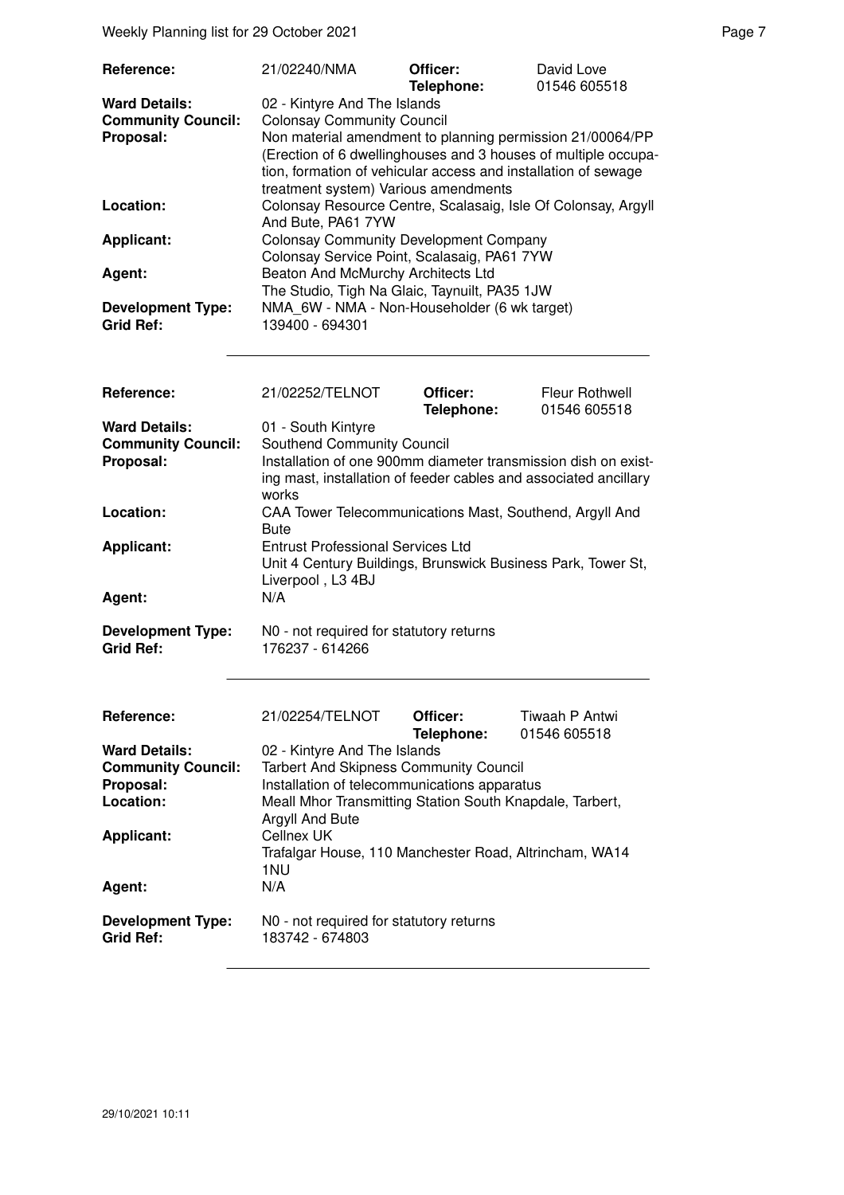| | | | |
|---|---|---|---|
| **Reference:** | 21/02240/NMA | **Officer:** **Telephone:** | David Love 01546 605518 |
| **Ward Details:** | 02 - Kintyre And The Islands | | |
| **Community Council:** | Colonsay Community Council | | |
| **Proposal:** | Non material amendment to planning permission 21/00064/PP (Erection of 6 dwellinghouses and 3 houses of multiple occupation, formation of vehicular access and installation of sewage treatment system) Various amendments | | |
| **Location:** | Colonsay Resource Centre, Scalasaig, Isle Of Colonsay, Argyll And Bute, PA61 7YW | | |
| **Applicant:** | Colonsay Community Development Company Colonsay Service Point, Scalasaig, PA61 7YW | | |
| **Agent:** | Beaton And McMurchy Architects Ltd The Studio, Tigh Na Glaic, Taynuilt, PA35 1JW | | |
| **Development Type:** | NMA_6W - NMA - Non-Householder (6 wk target) | | |
| **Grid Ref:** | 139400 - 694301 | | |

| | | | |
|---|---|---|---|
| **Reference:** | 21/02252/TELNOT | **Officer:** **Telephone:** | Fleur Rothwell 01546 605518 |
| **Ward Details:** | 01 - South Kintyre | | |
| **Community Council:** | Southend Community Council | | |
| **Proposal:** | Installation of one 900mm diameter transmission dish on existing mast, installation of feeder cables and associated ancillary works | | |
| **Location:** | CAA Tower Telecommunications Mast, Southend, Argyll And Bute | | |
| **Applicant:** | Entrust Professional Services Ltd Unit 4 Century Buildings, Brunswick Business Park, Tower St, Liverpool , L3 4BJ | | |
| **Agent:** | N/A | | |
| **Development Type:** | N0 - not required for statutory returns | | |
| **Grid Ref:** | 176237 - 614266 | | |

| | | | |
|---|---|---|---|
| **Reference:** | 21/02254/TELNOT | **Officer:** **Telephone:** | Tiwaah P Antwi 01546 605518 |
| **Ward Details:** | 02 - Kintyre And The Islands | | |
| **Community Council:** | Tarbert And Skipness Community Council | | |
| **Proposal:** | Installation of telecommunications apparatus | | |
| **Location:** | Meall Mhor Transmitting Station South Knapdale, Tarbert, Argyll And Bute | | |
| **Applicant:** | Cellnex UK Trafalgar House, 110 Manchester Road, Altrincham, WA14 1NU | | |
| **Agent:** | N/A | | |
| **Development Type:** | N0 - not required for statutory returns | | |
| **Grid Ref:** | 183742 - 674803 | | |